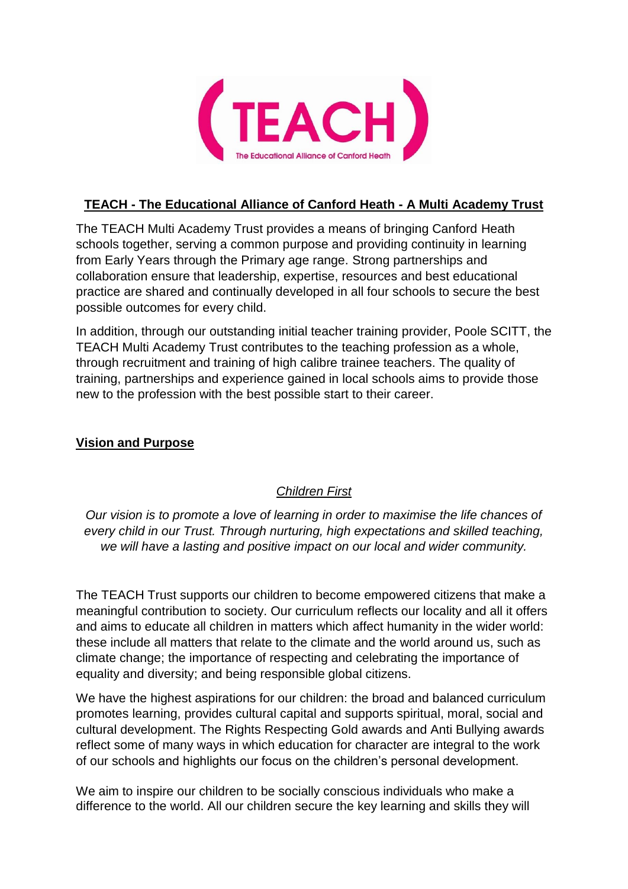# TEACH - The Educational Alliance of Canford Heath - A Multi Academy Trust

The TEACH Multi Academy Trust provides a means of bringing Canford Heath schools together, serving a common purpose and providing continuity in learning from Early Years through the Primary age range. Strong partnerships and collaboration ensure that leadership, expertise, resources and best educational practice are shared and continually developed in all four schools to secure the best possible outcomes for every child.

In addition, through our outstanding initial teacher training provider, Poole SCITT, the TEACH Multi Academy Trust contributes to the teaching profession as a whole, through recruitment and training of high calibre trainee teachers. The quality of training, partnerships and experience gained in local schools aims to provide those new to the profession with the best possible start to their career.

## Vision and Purpose

*Children First*

*Our vision is to promote a love of learning in order to maximise the life chances of every child in our Trust. Through nurturing, high expectations and skilled teaching, we will have a lasting and positive impact on our local and wider community.*

The TEACH Trust supports our children to become empowered citizens that make a meaningful contribution to society. Our curriculum reflects our locality and all it offers and aims to educate all children in matters which affect humanity in the wider world: these include all matters that relate to the climate and the world around us, such as climate change; the importance of respecting and celebrating the importance of equality and diversity; and being responsible global citizens.

We have the highest aspirations for our children: the broad and balanced curriculum promotes learning, provides cultural capital and supports spiritual, moral, social and cultural development. The Rights Respecting Gold awards and Anti Bullying awards reflect some of many ways in which education for character are integral to the work of our schools and highlights our focus on the children's personal development.

We aim to inspire our children to be socially conscious individuals who make a difference to the world. All our children secure the key learning and skills they will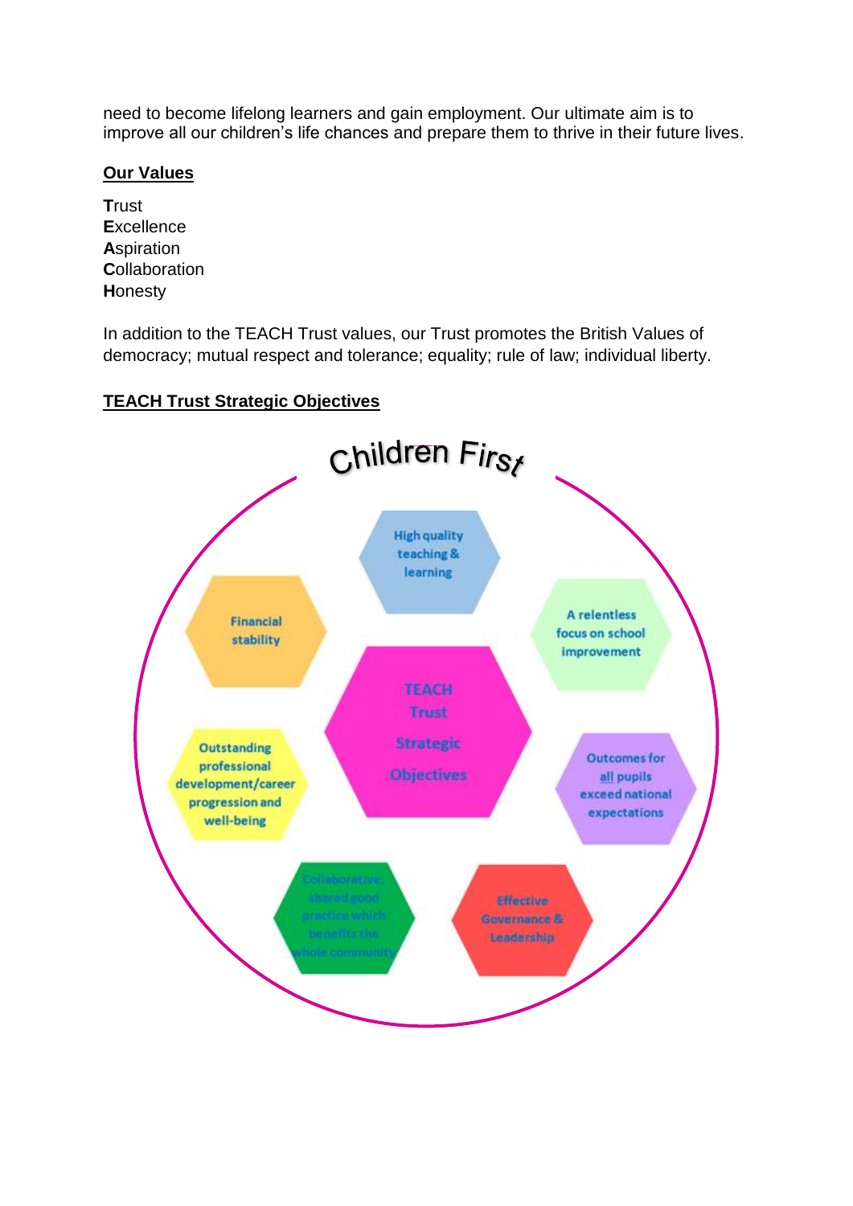need to become lifelong learners and gain employment. Our ultimate aim is to improve all our children's life chances and prepare them to thrive in their future lives.

## Our Values

**T**rust
**E**xcellence
**A**spiration
**C**ollaboration
**H**onesty

In addition to the TEACH Trust values, our Trust promotes the British Values of democracy; mutual respect and tolerance; equality; rule of law; individual liberty.

## TEACH Trust Strategic Objectives

Children First

TEACH Trust Strategic Objectives

- High quality teaching & learning
- A relentless focus on school improvement
- Outcomes for all pupils exceed national expectations
- Effective Governance & Leadership
- Collaborative, shared good practice which benefits the whole community
- Outstanding professional development/career progression and well-being
- Financial stability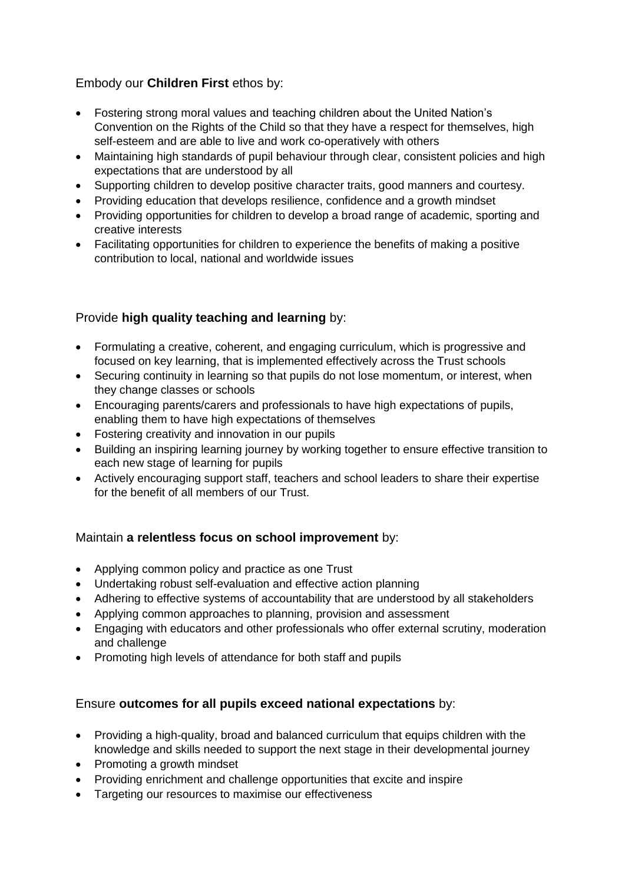Embody our **Children First** ethos by:

- Fostering strong moral values and teaching children about the United Nation's Convention on the Rights of the Child so that they have a respect for themselves, high self-esteem and are able to live and work co-operatively with others
- Maintaining high standards of pupil behaviour through clear, consistent policies and high expectations that are understood by all
- Supporting children to develop positive character traits, good manners and courtesy.
- Providing education that develops resilience, confidence and a growth mindset
- Providing opportunities for children to develop a broad range of academic, sporting and creative interests
- Facilitating opportunities for children to experience the benefits of making a positive contribution to local, national and worldwide issues

Provide **high quality teaching and learning** by:

- Formulating a creative, coherent, and engaging curriculum, which is progressive and focused on key learning, that is implemented effectively across the Trust schools
- Securing continuity in learning so that pupils do not lose momentum, or interest, when they change classes or schools
- Encouraging parents/carers and professionals to have high expectations of pupils, enabling them to have high expectations of themselves
- Fostering creativity and innovation in our pupils
- Building an inspiring learning journey by working together to ensure effective transition to each new stage of learning for pupils
- Actively encouraging support staff, teachers and school leaders to share their expertise for the benefit of all members of our Trust.

Maintain **a relentless focus on school improvement** by:

- Applying common policy and practice as one Trust
- Undertaking robust self-evaluation and effective action planning
- Adhering to effective systems of accountability that are understood by all stakeholders
- Applying common approaches to planning, provision and assessment
- Engaging with educators and other professionals who offer external scrutiny, moderation and challenge
- Promoting high levels of attendance for both staff and pupils

Ensure **outcomes for all pupils exceed national expectations** by:

- Providing a high-quality, broad and balanced curriculum that equips children with the knowledge and skills needed to support the next stage in their developmental journey
- Promoting a growth mindset
- Providing enrichment and challenge opportunities that excite and inspire
- Targeting our resources to maximise our effectiveness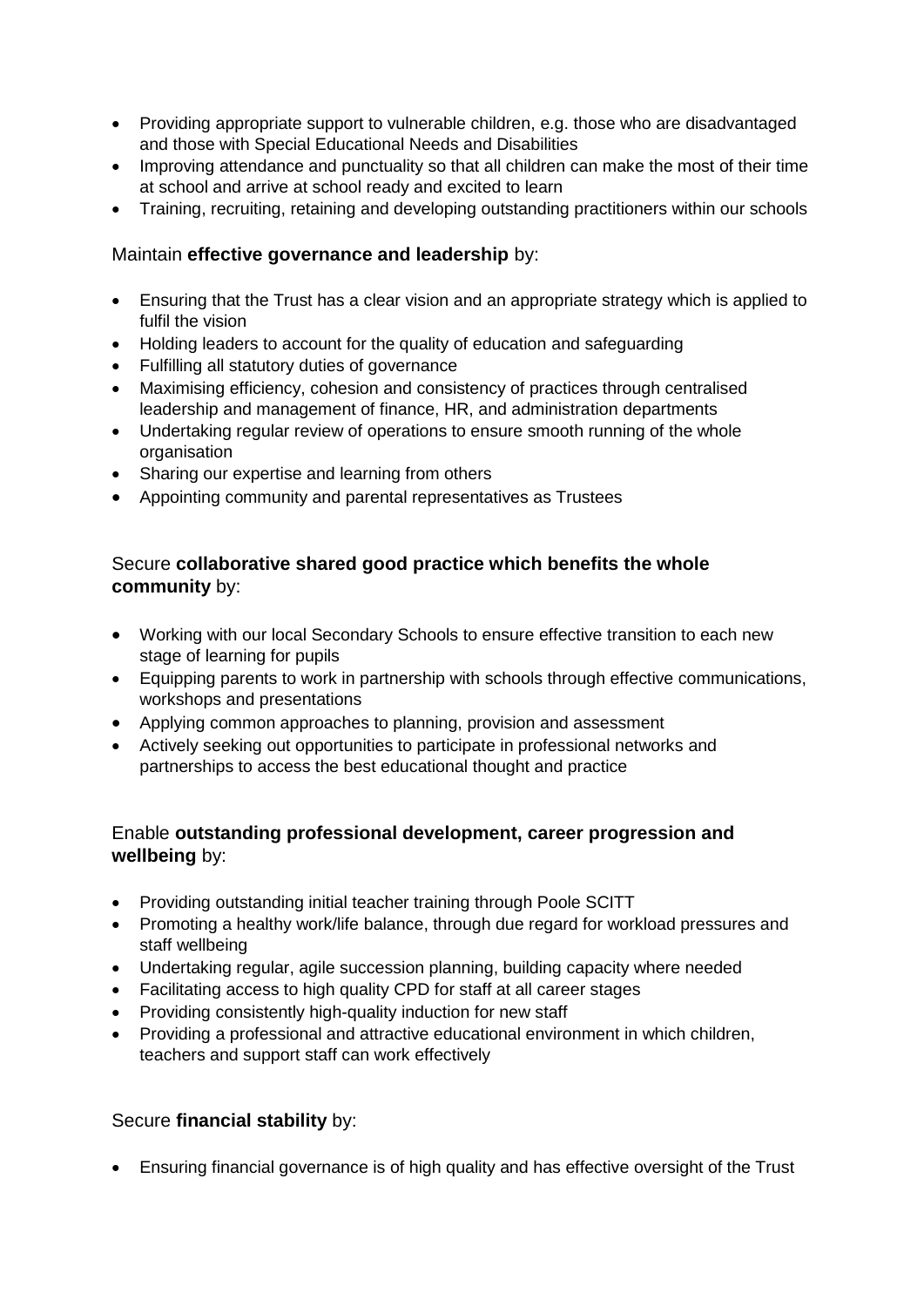- Providing appropriate support to vulnerable children, e.g. those who are disadvantaged and those with Special Educational Needs and Disabilities
- Improving attendance and punctuality so that all children can make the most of their time at school and arrive at school ready and excited to learn
- Training, recruiting, retaining and developing outstanding practitioners within our schools

Maintain **effective governance and leadership** by:

- Ensuring that the Trust has a clear vision and an appropriate strategy which is applied to fulfil the vision
- Holding leaders to account for the quality of education and safeguarding
- Fulfilling all statutory duties of governance
- Maximising efficiency, cohesion and consistency of practices through centralised leadership and management of finance, HR, and administration departments
- Undertaking regular review of operations to ensure smooth running of the whole organisation
- Sharing our expertise and learning from others
- Appointing community and parental representatives as Trustees

Secure **collaborative shared good practice which benefits the whole community** by:

- Working with our local Secondary Schools to ensure effective transition to each new stage of learning for pupils
- Equipping parents to work in partnership with schools through effective communications, workshops and presentations
- Applying common approaches to planning, provision and assessment
- Actively seeking out opportunities to participate in professional networks and partnerships to access the best educational thought and practice

Enable **outstanding professional development, career progression and wellbeing** by:

- Providing outstanding initial teacher training through Poole SCITT
- Promoting a healthy work/life balance, through due regard for workload pressures and staff wellbeing
- Undertaking regular, agile succession planning, building capacity where needed
- Facilitating access to high quality CPD for staff at all career stages
- Providing consistently high-quality induction for new staff
- Providing a professional and attractive educational environment in which children, teachers and support staff can work effectively

Secure **financial stability** by:

- Ensuring financial governance is of high quality and has effective oversight of the Trust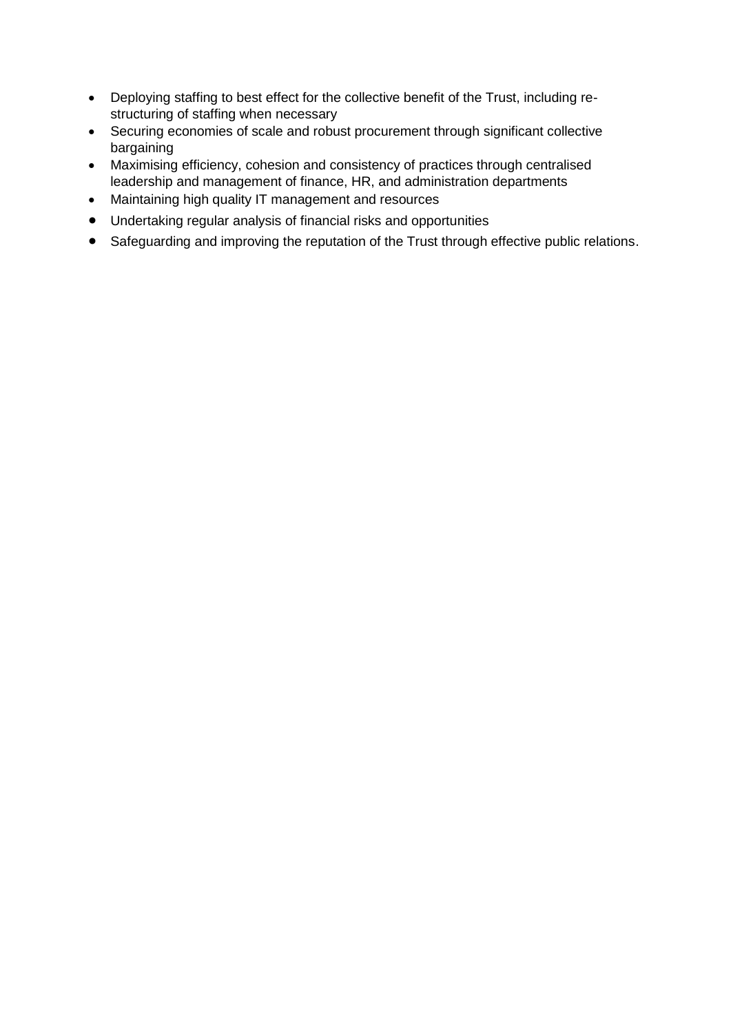- Deploying staffing to best effect for the collective benefit of the Trust, including re-structuring of staffing when necessary
- Securing economies of scale and robust procurement through significant collective bargaining
- Maximising efficiency, cohesion and consistency of practices through centralised leadership and management of finance, HR, and administration departments
- Maintaining high quality IT management and resources
- Undertaking regular analysis of financial risks and opportunities
- Safeguarding and improving the reputation of the Trust through effective public relations.